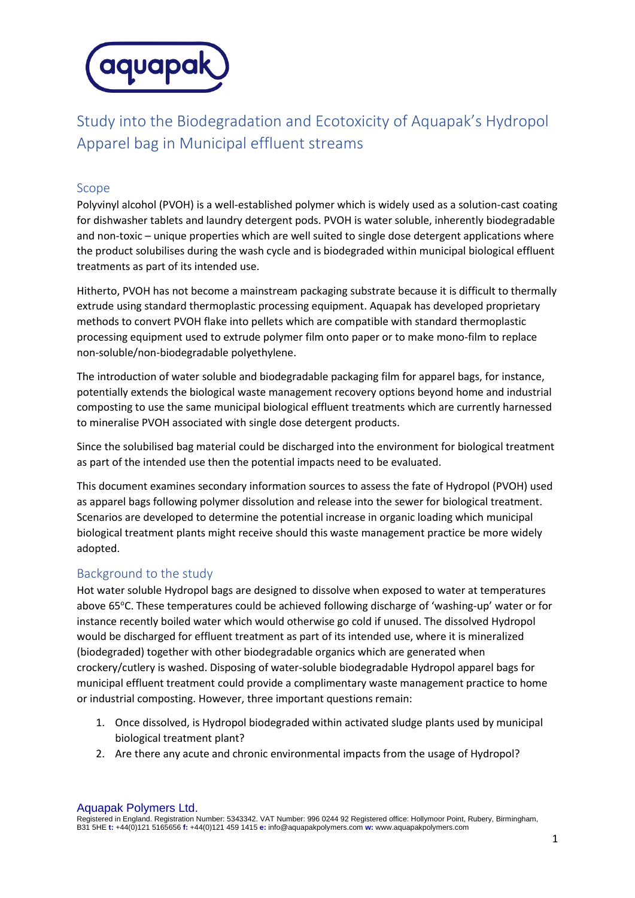# Study into the Biodegradation and Ecotoxicity of Aquapak's Hydropol Apparel bag in Municipal effluent streams

## Scope

Polyvinyl alcohol (PVOH) is a well-established polymer which is widely used as a solution-cast coating for dishwasher tablets and laundry detergent pods. PVOH is water soluble, inherently biodegradable and non-toxic – unique properties which are well suited to single dose detergent applications where the product solubilises during the wash cycle and is biodegraded within municipal biological effluent treatments as part of its intended use.

Hitherto, PVOH has not become a mainstream packaging substrate because it is difficult to thermally extrude using standard thermoplastic processing equipment. Aquapak has developed proprietary methods to convert PVOH flake into pellets which are compatible with standard thermoplastic processing equipment used to extrude polymer film onto paper or to make mono-film to replace non-soluble/non-biodegradable polyethylene.

The introduction of water soluble and biodegradable packaging film for apparel bags, for instance, potentially extends the biological waste management recovery options beyond home and industrial composting to use the same municipal biological effluent treatments which are currently harnessed to mineralise PVOH associated with single dose detergent products.

Since the solubilised bag material could be discharged into the environment for biological treatment as part of the intended use then the potential impacts need to be evaluated.

This document examines secondary information sources to assess the fate of Hydropol (PVOH) used as apparel bags following polymer dissolution and release into the sewer for biological treatment. Scenarios are developed to determine the potential increase in organic loading which municipal biological treatment plants might receive should this waste management practice be more widely adopted.

## Background to the study

Hot water soluble Hydropol bags are designed to dissolve when exposed to water at temperatures above 65°C. These temperatures could be achieved following discharge of 'washing-up' water or for instance recently boiled water which would otherwise go cold if unused. The dissolved Hydropol would be discharged for effluent treatment as part of its intended use, where it is mineralized (biodegraded) together with other biodegradable organics which are generated when crockery/cutlery is washed. Disposing of water-soluble biodegradable Hydropol apparel bags for municipal effluent treatment could provide a complimentary waste management practice to home or industrial composting. However, three important questions remain:

1. Once dissolved, is Hydropol biodegraded within activated sludge plants used by municipal biological treatment plant?
2. Are there any acute and chronic environmental impacts from the usage of Hydropol?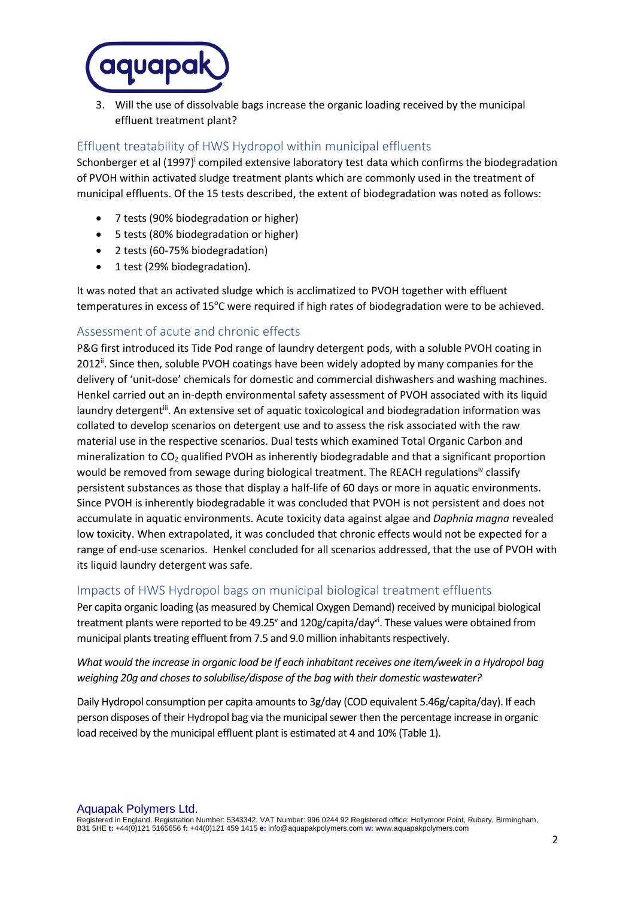3. Will the use of dissolvable bags increase the organic loading received by the municipal effluent treatment plant?

## Effluent treatability of HWS Hydropol within municipal effluents

Schonberger et al (1997)[i] compiled extensive laboratory test data which confirms the biodegradation of PVOH within activated sludge treatment plants which are commonly used in the treatment of municipal effluents. Of the 15 tests described, the extent of biodegradation was noted as follows:

- 7 tests (90% biodegradation or higher)
- 5 tests (80% biodegradation or higher)
- 2 tests (60-75% biodegradation)
- 1 test (29% biodegradation).

It was noted that an activated sludge which is acclimatized to PVOH together with effluent temperatures in excess of 15°C were required if high rates of biodegradation were to be achieved.

## Assessment of acute and chronic effects

P&G first introduced its Tide Pod range of laundry detergent pods, with a soluble PVOH coating in 2012[ii]. Since then, soluble PVOH coatings have been widely adopted by many companies for the delivery of 'unit-dose' chemicals for domestic and commercial dishwashers and washing machines. Henkel carried out an in-depth environmental safety assessment of PVOH associated with its liquid laundry detergent[iii]. An extensive set of aquatic toxicological and biodegradation information was collated to develop scenarios on detergent use and to assess the risk associated with the raw material use in the respective scenarios. Dual tests which examined Total Organic Carbon and mineralization to $CO_2$ qualified PVOH as inherently biodegradable and that a significant proportion would be removed from sewage during biological treatment. The REACH regulations[iv] classify persistent substances as those that display a half-life of 60 days or more in aquatic environments. Since PVOH is inherently biodegradable it was concluded that PVOH is not persistent and does not accumulate in aquatic environments. Acute toxicity data against algae and *Daphnia magna* revealed low toxicity. When extrapolated, it was concluded that chronic effects would not be expected for a range of end-use scenarios. Henkel concluded for all scenarios addressed, that the use of PVOH with its liquid laundry detergent was safe.

## Impacts of HWS Hydropol bags on municipal biological treatment effluents

Per capita organic loading (as measured by Chemical Oxygen Demand) received by municipal biological treatment plants were reported to be 49.25[v] and 120g/capita/day[vi]. These values were obtained from municipal plants treating effluent from 7.5 and 9.0 million inhabitants respectively.

*What would the increase in organic load be If each inhabitant receives one item/week in a Hydropol bag weighing 20g and choses to solubilise/dispose of the bag with their domestic wastewater?*

Daily Hydropol consumption per capita amounts to 3g/day (COD equivalent 5.46g/capita/day). If each person disposes of their Hydropol bag via the municipal sewer then the percentage increase in organic load received by the municipal effluent plant is estimated at 4 and 10% (Table 1).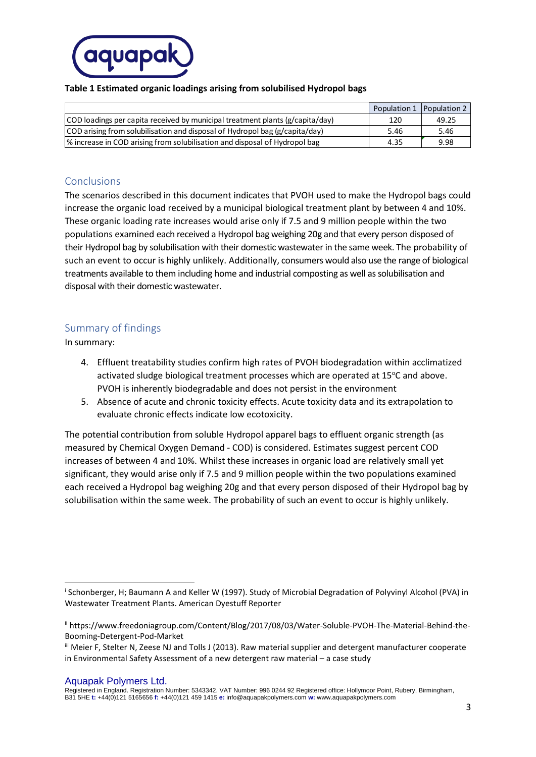**Table 1 Estimated organic loadings arising from solubilised Hydropol bags**

| | Population 1 | Population 2 |
|---|---|---|
| COD loadings per capita received by municipal treatment plants (g/capita/day) | 120 | 49.25 |
| COD arising from solubilisation and disposal of Hydropol bag (g/capita/day) | 5.46 | 5.46 |
| % increase in COD arising from solubilisation and disposal of Hydropol bag | 4.35 | 9.98 |

## Conclusions

The scenarios described in this document indicates that PVOH used to make the Hydropol bags could increase the organic load received by a municipal biological treatment plant by between 4 and 10%. These organic loading rate increases would arise only if 7.5 and 9 million people within the two populations examined each received a Hydropol bag weighing 20g and that every person disposed of their Hydropol bag by solubilisation with their domestic wastewater in the same week. The probability of such an event to occur is highly unlikely. Additionally, consumers would also use the range of biological treatments available to them including home and industrial composting as well as solubilisation and disposal with their domestic wastewater.

## Summary of findings

In summary:

4. Effluent treatability studies confirm high rates of PVOH biodegradation within acclimatized activated sludge biological treatment processes which are operated at 15°C and above. PVOH is inherently biodegradable and does not persist in the environment
5. Absence of acute and chronic toxicity effects. Acute toxicity data and its extrapolation to evaluate chronic effects indicate low ecotoxicity.

The potential contribution from soluble Hydropol apparel bags to effluent organic strength (as measured by Chemical Oxygen Demand - COD) is considered. Estimates suggest percent COD increases of between 4 and 10%. Whilst these increases in organic load are relatively small yet significant, they would arise only if 7.5 and 9 million people within the two populations examined each received a Hydropol bag weighing 20g and that every person disposed of their Hydropol bag by solubilisation within the same week. The probability of such an event to occur is highly unlikely.

---

[i] Schonberger, H; Baumann A and Keller W (1997). Study of Microbial Degradation of Polyvinyl Alcohol (PVA) in Wastewater Treatment Plants. American Dyestuff Reporter

[ii] https://www.freedoniagroup.com/Content/Blog/2017/08/03/Water-Soluble-PVOH-The-Material-Behind-the-Booming-Detergent-Pod-Market

[iii] Meier F, Stelter N, Zeese NJ and Tolls J (2013). Raw material supplier and detergent manufacturer cooperate in Environmental Safety Assessment of a new detergent raw material – a case study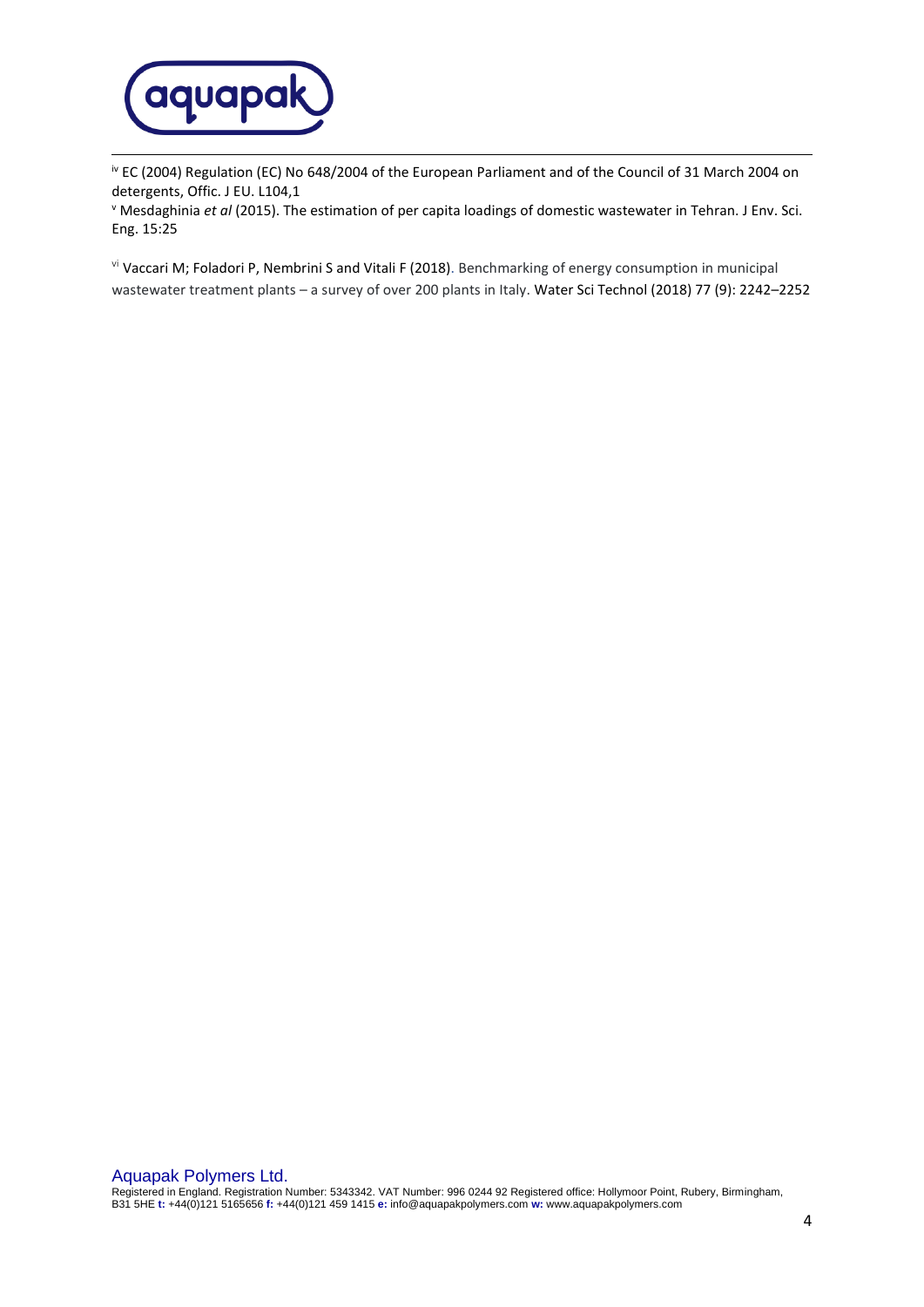[iv] EC (2004) Regulation (EC) No 648/2004 of the European Parliament and of the Council of 31 March 2004 on detergents, Offic. J EU. L104,1

[v] Mesdaghinia *et al* (2015). The estimation of per capita loadings of domestic wastewater in Tehran. J Env. Sci. Eng. 15:25

[vi] Vaccari M; Foladori P, Nembrini S and Vitali F (2018). Benchmarking of energy consumption in municipal wastewater treatment plants – a survey of over 200 plants in Italy. Water Sci Technol (2018) 77 (9): 2242–2252